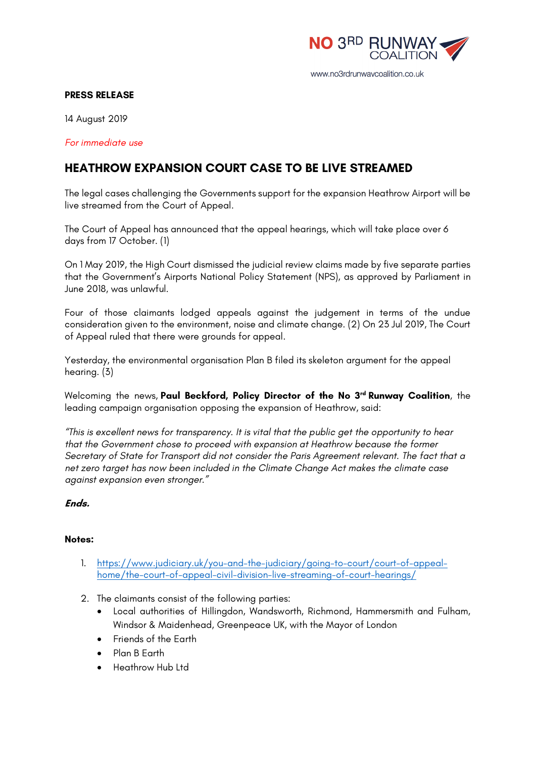NO 3RD RUNWAY COALITION

www.no3rdrunwaycoalition.co.uk

**PRESS RELEASE**

14 August 2019

*For immediate use*

# HEATHROW EXPANSION COURT CASE TO BE LIVE STREAMED

The legal cases challenging the Governments support for the expansion Heathrow Airport will be live streamed from the Court of Appeal.

The Court of Appeal has announced that the appeal hearings, which will take place over 6 days from 17 October. (1)

On 1 May 2019, the High Court dismissed the judicial review claims made by five separate parties that the Government's Airports National Policy Statement (NPS), as approved by Parliament in June 2018, was unlawful.

Four of those claimants lodged appeals against the judgement in terms of the undue consideration given to the environment, noise and climate change. (2) On 23 Jul 2019, The Court of Appeal ruled that there were grounds for appeal.

Yesterday, the environmental organisation Plan B filed its skeleton argument for the appeal hearing. (3)

Welcoming the news, **Paul Beckford, Policy Director of the No 3rd Runway Coalition**, the leading campaign organisation opposing the expansion of Heathrow, said:

*"This is excellent news for transparency. It is vital that the public get the opportunity to hear that the Government chose to proceed with expansion at Heathrow because the former Secretary of State for Transport did not consider the Paris Agreement relevant. The fact that a net zero target has now been included in the Climate Change Act makes the climate case against expansion even stronger."*

***Ends.***

**Notes:**

1. https://www.judiciary.uk/you-and-the-judiciary/going-to-court/court-of-appeal-home/the-court-of-appeal-civil-division-live-streaming-of-court-hearings/

2. The claimants consist of the following parties:
   - Local authorities of Hillingdon, Wandsworth, Richmond, Hammersmith and Fulham, Windsor & Maidenhead, Greenpeace UK, with the Mayor of London
   - Friends of the Earth
   - Plan B Earth
   - Heathrow Hub Ltd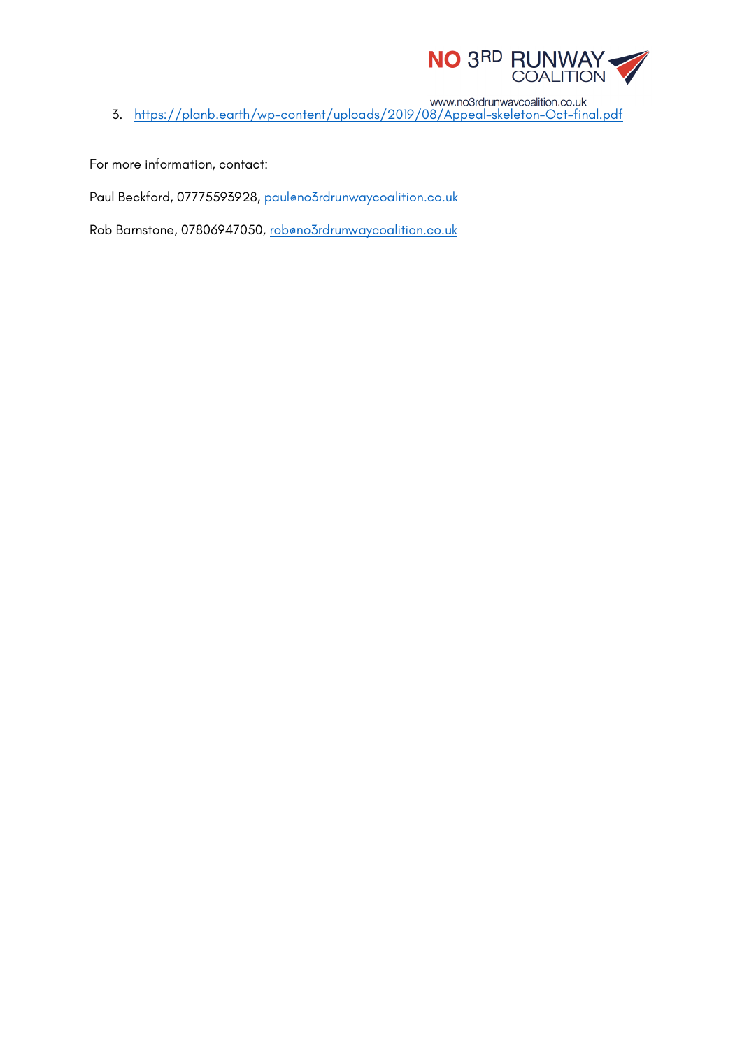3. https://planb.earth/wp-content/uploads/2019/08/Appeal-skeleton-Oct-final.pdf

For more information, contact:

Paul Beckford, 07775593928, paul@no3rdrunwaycoalition.co.uk

Rob Barnstone, 07806947050, rob@no3rdrunwaycoalition.co.uk